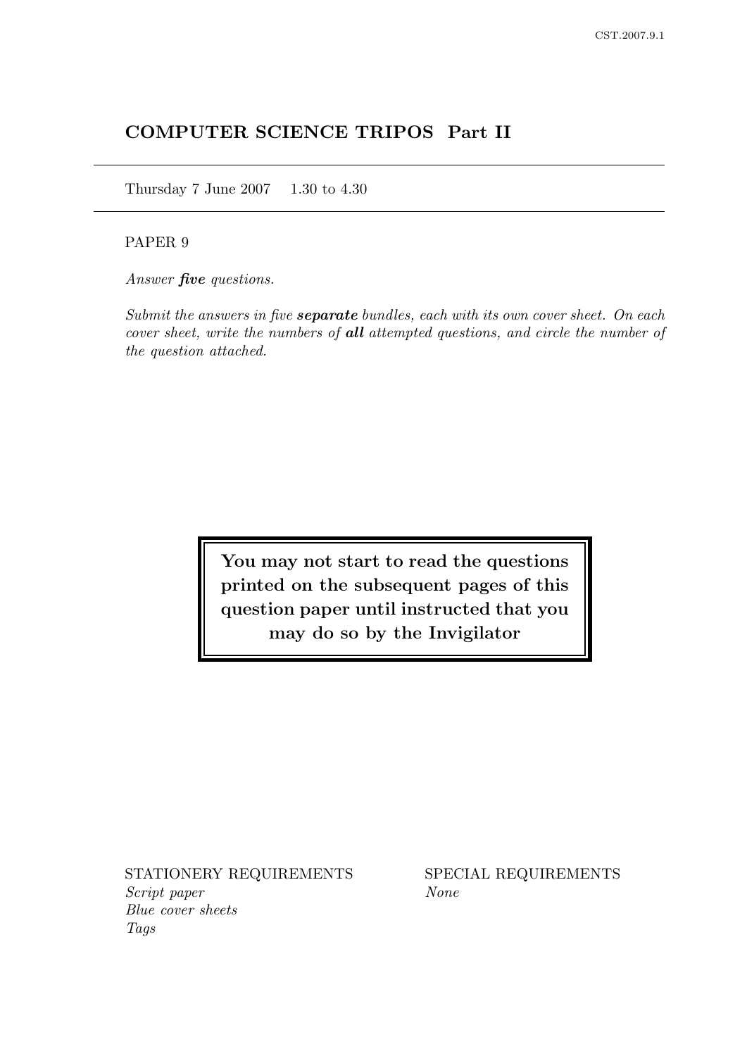# COMPUTER SCIENCE TRIPOS Part II

Thursday 7 June 2007 1.30 to 4.30

PAPER 9

*Answer **five** questions.*

*Submit the answers in five **separate** bundles, each with its own cover sheet. On each cover sheet, write the numbers of **all** attempted questions, and circle the number of the question attached.*

**You may not start to read the questions printed on the subsequent pages of this question paper until instructed that you may do so by the Invigilator**

STATIONERY REQUIREMENTS
*Script paper*
*Blue cover sheets*
*Tags*

SPECIAL REQUIREMENTS
*None*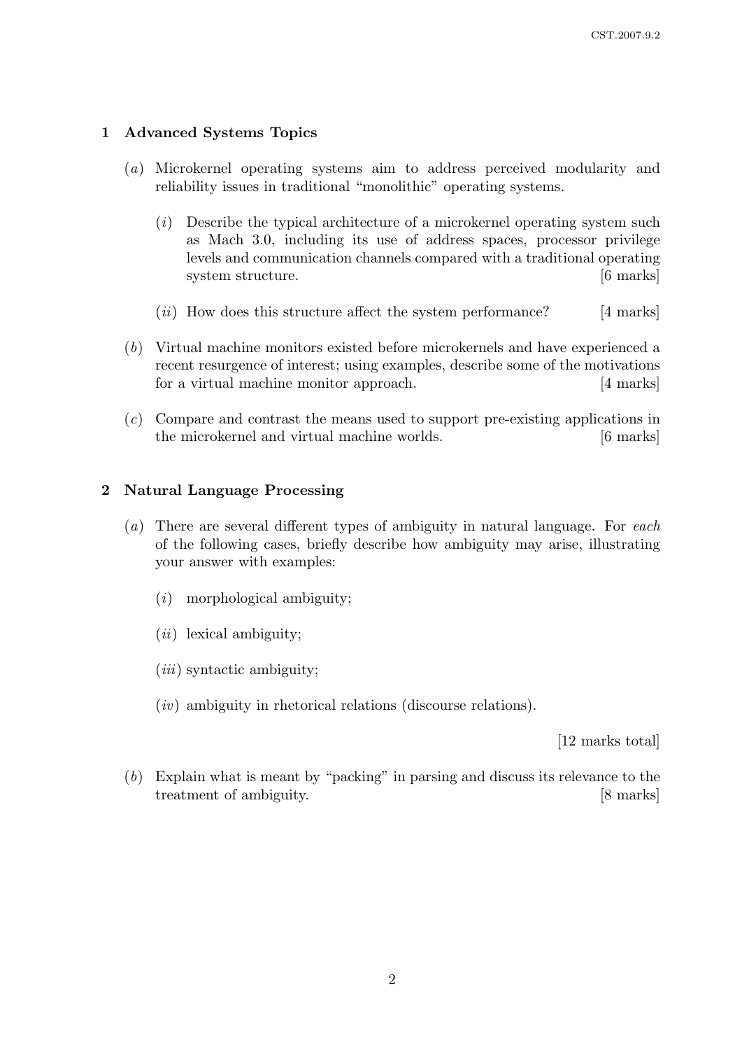## 1 Advanced Systems Topics

(*a*) Microkernel operating systems aim to address perceived modularity and reliability issues in traditional "monolithic" operating systems.

(*i*) Describe the typical architecture of a microkernel operating system such as Mach 3.0, including its use of address spaces, processor privilege levels and communication channels compared with a traditional operating system structure. [6 marks]

(*ii*) How does this structure affect the system performance? [4 marks]

(*b*) Virtual machine monitors existed before microkernels and have experienced a recent resurgence of interest; using examples, describe some of the motivations for a virtual machine monitor approach. [4 marks]

(*c*) Compare and contrast the means used to support pre-existing applications in the microkernel and virtual machine worlds. [6 marks]

## 2 Natural Language Processing

(*a*) There are several different types of ambiguity in natural language. For *each* of the following cases, briefly describe how ambiguity may arise, illustrating your answer with examples:

(*i*) morphological ambiguity;

(*ii*) lexical ambiguity;

(*iii*) syntactic ambiguity;

(*iv*) ambiguity in rhetorical relations (discourse relations).

[12 marks total]

(*b*) Explain what is meant by "packing" in parsing and discuss its relevance to the treatment of ambiguity. [8 marks]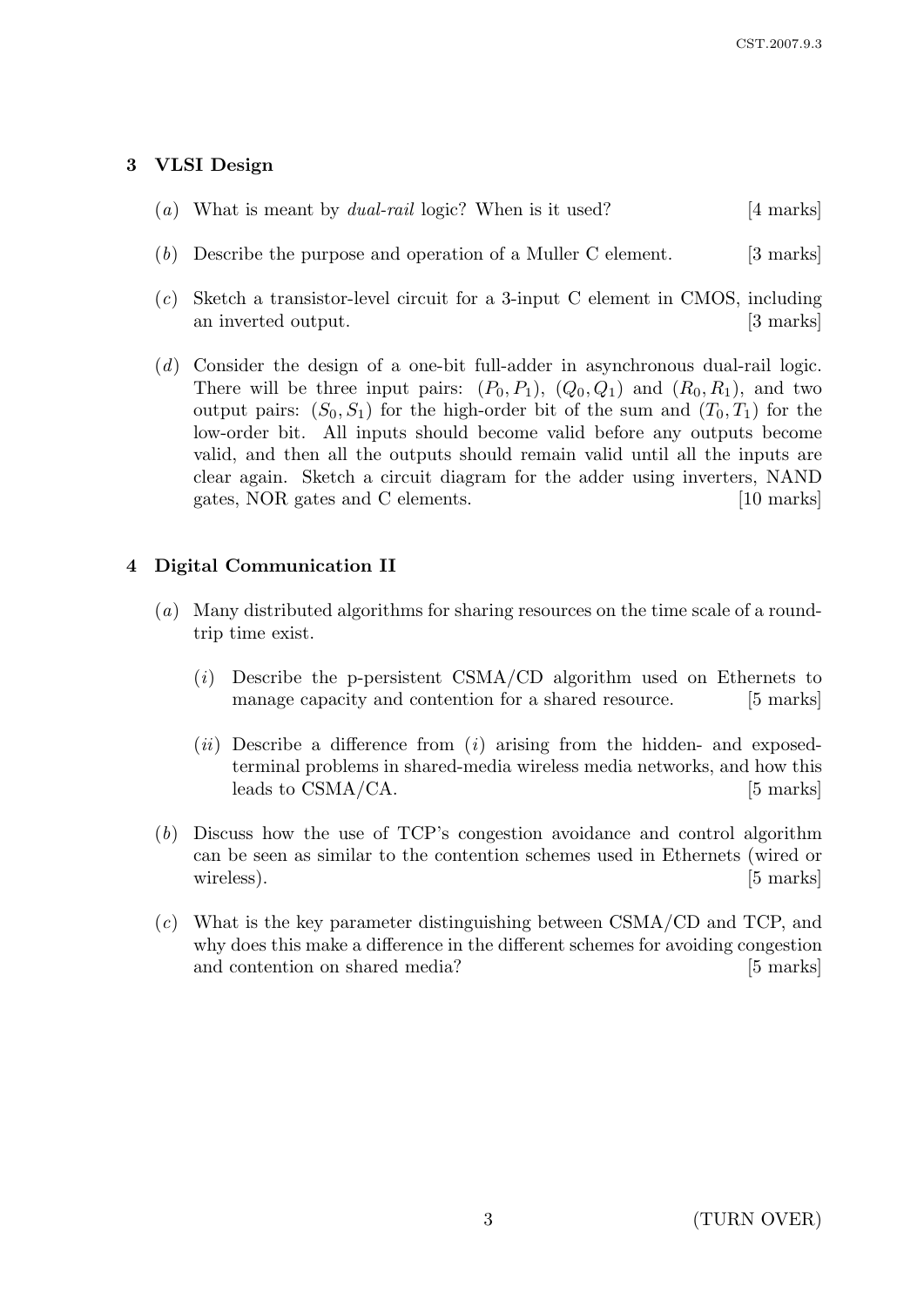## 3 VLSI Design

(*a*) What is meant by *dual-rail* logic? When is it used? [4 marks]

(*b*) Describe the purpose and operation of a Muller C element. [3 marks]

(*c*) Sketch a transistor-level circuit for a 3-input C element in CMOS, including an inverted output. [3 marks]

(*d*) Consider the design of a one-bit full-adder in asynchronous dual-rail logic. There will be three input pairs: $(P_0, P_1)$, $(Q_0, Q_1)$ and $(R_0, R_1)$, and two output pairs: $(S_0, S_1)$ for the high-order bit of the sum and $(T_0, T_1)$ for the low-order bit. All inputs should become valid before any outputs become valid, and then all the outputs should remain valid until all the inputs are clear again. Sketch a circuit diagram for the adder using inverters, NAND gates, NOR gates and C elements. [10 marks]

## 4 Digital Communication II

(*a*) Many distributed algorithms for sharing resources on the time scale of a round-trip time exist.

(*i*) Describe the p-persistent CSMA/CD algorithm used on Ethernets to manage capacity and contention for a shared resource. [5 marks]

(*ii*) Describe a difference from (*i*) arising from the hidden- and exposed-terminal problems in shared-media wireless media networks, and how this leads to CSMA/CA. [5 marks]

(*b*) Discuss how the use of TCP's congestion avoidance and control algorithm can be seen as similar to the contention schemes used in Ethernets (wired or wireless). [5 marks]

(*c*) What is the key parameter distinguishing between CSMA/CD and TCP, and why does this make a difference in the different schemes for avoiding congestion and contention on shared media? [5 marks]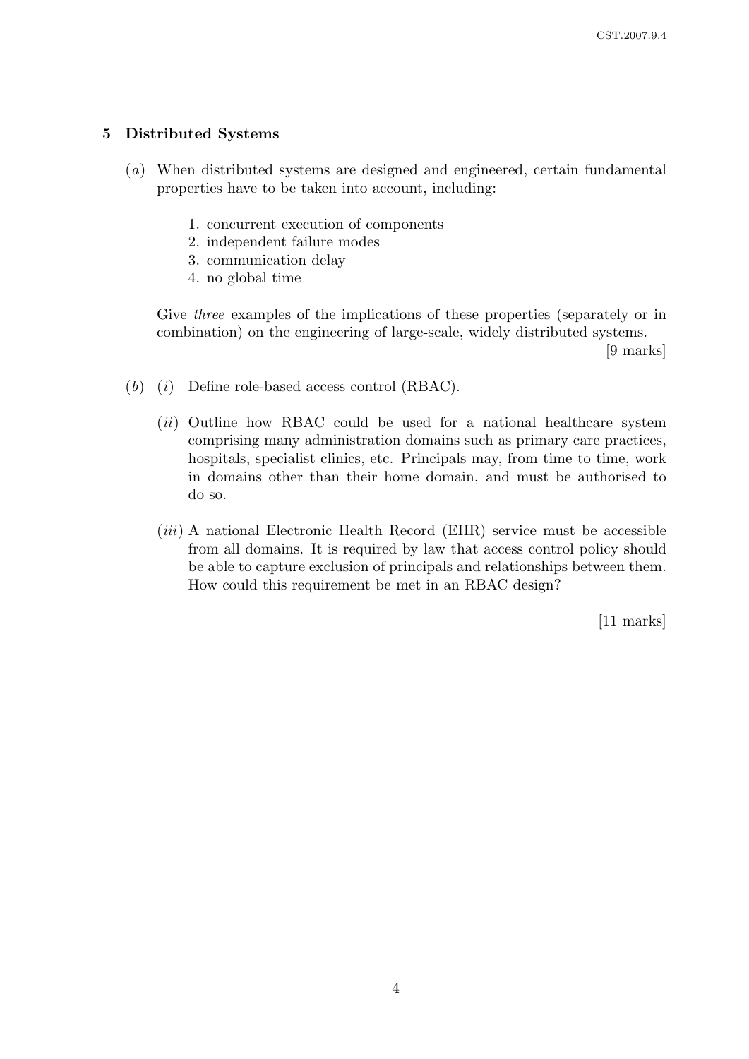## 5 Distributed Systems

(*a*) When distributed systems are designed and engineered, certain fundamental properties have to be taken into account, including:

1. concurrent execution of components
2. independent failure modes
3. communication delay
4. no global time

Give *three* examples of the implications of these properties (separately or in combination) on the engineering of large-scale, widely distributed systems.

[9 marks]

(*b*) (*i*) Define role-based access control (RBAC).

(*ii*) Outline how RBAC could be used for a national healthcare system comprising many administration domains such as primary care practices, hospitals, specialist clinics, etc. Principals may, from time to time, work in domains other than their home domain, and must be authorised to do so.

(*iii*) A national Electronic Health Record (EHR) service must be accessible from all domains. It is required by law that access control policy should be able to capture exclusion of principals and relationships between them. How could this requirement be met in an RBAC design?

[11 marks]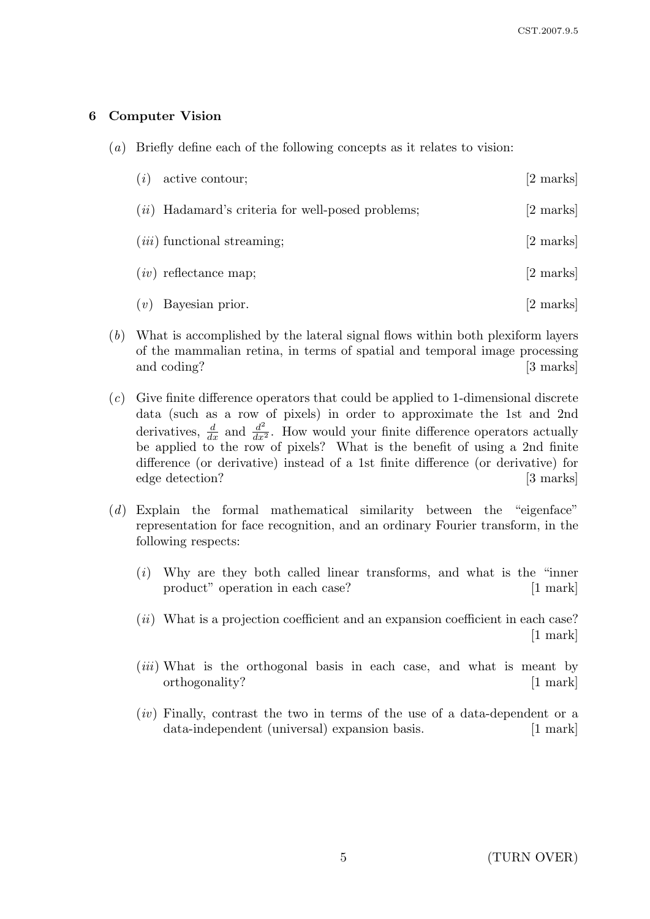## 6 Computer Vision

(*a*) Briefly define each of the following concepts as it relates to vision:

(*i*) active contour; [2 marks]

(*ii*) Hadamard's criteria for well-posed problems; [2 marks]

(*iii*) functional streaming; [2 marks]

(*iv*) reflectance map; [2 marks]

(*v*) Bayesian prior. [2 marks]

(*b*) What is accomplished by the lateral signal flows within both plexiform layers of the mammalian retina, in terms of spatial and temporal image processing and coding? [3 marks]

(*c*) Give finite difference operators that could be applied to 1-dimensional discrete data (such as a row of pixels) in order to approximate the 1st and 2nd derivatives, $\frac{d}{dx}$ and $\frac{d^2}{dx^2}$. How would your finite difference operators actually be applied to the row of pixels? What is the benefit of using a 2nd finite difference (or derivative) instead of a 1st finite difference (or derivative) for edge detection? [3 marks]

(*d*) Explain the formal mathematical similarity between the "eigenface" representation for face recognition, and an ordinary Fourier transform, in the following respects:

(*i*) Why are they both called linear transforms, and what is the "inner product" operation in each case? [1 mark]

(*ii*) What is a projection coefficient and an expansion coefficient in each case? [1 mark]

(*iii*) What is the orthogonal basis in each case, and what is meant by orthogonality? [1 mark]

(*iv*) Finally, contrast the two in terms of the use of a data-dependent or a data-independent (universal) expansion basis. [1 mark]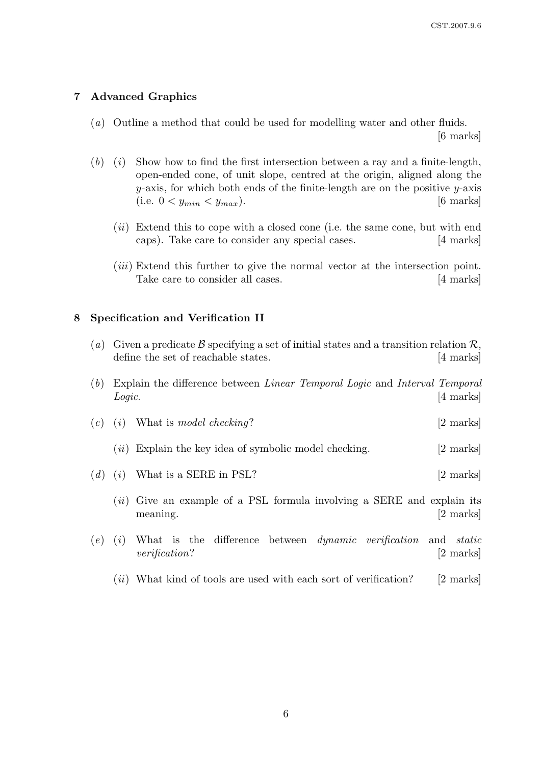## 7 Advanced Graphics

(*a*) Outline a method that could be used for modelling water and other fluids. [6 marks]

(*b*) (*i*) Show how to find the first intersection between a ray and a finite-length, open-ended cone, of unit slope, centred at the origin, aligned along the $y$-axis, for which both ends of the finite-length are on the positive $y$-axis (i.e. $0 < y_{min} < y_{max}$). [6 marks]

(*ii*) Extend this to cope with a closed cone (i.e. the same cone, but with end caps). Take care to consider any special cases. [4 marks]

(*iii*) Extend this further to give the normal vector at the intersection point. Take care to consider all cases. [4 marks]

## 8 Specification and Verification II

(*a*) Given a predicate $\mathcal{B}$ specifying a set of initial states and a transition relation $\mathcal{R}$, define the set of reachable states. [4 marks]

(*b*) Explain the difference between *Linear Temporal Logic* and *Interval Temporal Logic*. [4 marks]

(*c*) (*i*) What is *model checking*? [2 marks]

(*ii*) Explain the key idea of symbolic model checking. [2 marks]

(*d*) (*i*) What is a SERE in PSL? [2 marks]

(*ii*) Give an example of a PSL formula involving a SERE and explain its meaning. [2 marks]

(*e*) (*i*) What is the difference between *dynamic verification* and *static verification*? [2 marks]

(*ii*) What kind of tools are used with each sort of verification? [2 marks]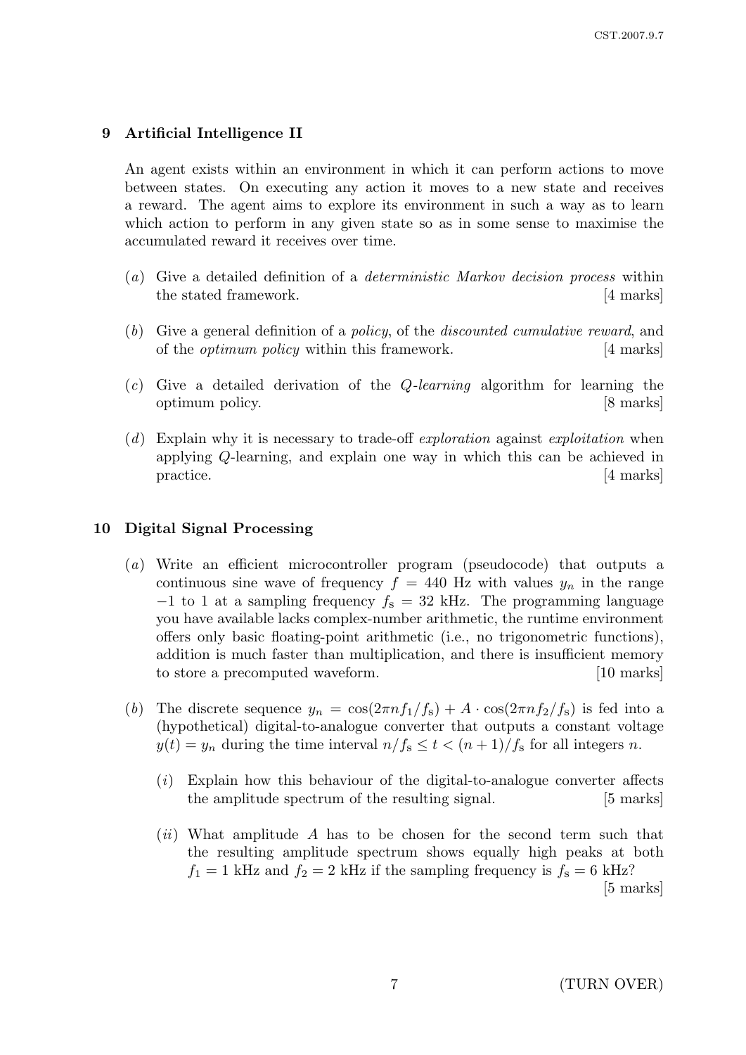## 9 Artificial Intelligence II

An agent exists within an environment in which it can perform actions to move between states. On executing any action it moves to a new state and receives a reward. The agent aims to explore its environment in such a way as to learn which action to perform in any given state so as in some sense to maximise the accumulated reward it receives over time.

(*a*) Give a detailed definition of a *deterministic Markov decision process* within the stated framework. [4 marks]

(*b*) Give a general definition of a *policy*, of the *discounted cumulative reward*, and of the *optimum policy* within this framework. [4 marks]

(*c*) Give a detailed derivation of the *Q-learning* algorithm for learning the optimum policy. [8 marks]

(*d*) Explain why it is necessary to trade-off *exploration* against *exploitation* when applying *Q*-learning, and explain one way in which this can be achieved in practice. [4 marks]

## 10 Digital Signal Processing

(*a*) Write an efficient microcontroller program (pseudocode) that outputs a continuous sine wave of frequency $f = 440$ Hz with values $y_n$ in the range $-1$ to 1 at a sampling frequency $f_s = 32$ kHz. The programming language you have available lacks complex-number arithmetic, the runtime environment offers only basic floating-point arithmetic (i.e., no trigonometric functions), addition is much faster than multiplication, and there is insufficient memory to store a precomputed waveform. [10 marks]

(*b*) The discrete sequence $y_n = \cos(2\pi n f_1/f_s) + A \cdot \cos(2\pi n f_2/f_s)$ is fed into a (hypothetical) digital-to-analogue converter that outputs a constant voltage $y(t) = y_n$ during the time interval $n/f_s \leq t < (n+1)/f_s$ for all integers $n$.

(*i*) Explain how this behaviour of the digital-to-analogue converter affects the amplitude spectrum of the resulting signal. [5 marks]

(*ii*) What amplitude $A$ has to be chosen for the second term such that the resulting amplitude spectrum shows equally high peaks at both $f_1 = 1$ kHz and $f_2 = 2$ kHz if the sampling frequency is $f_s = 6$ kHz? [5 marks]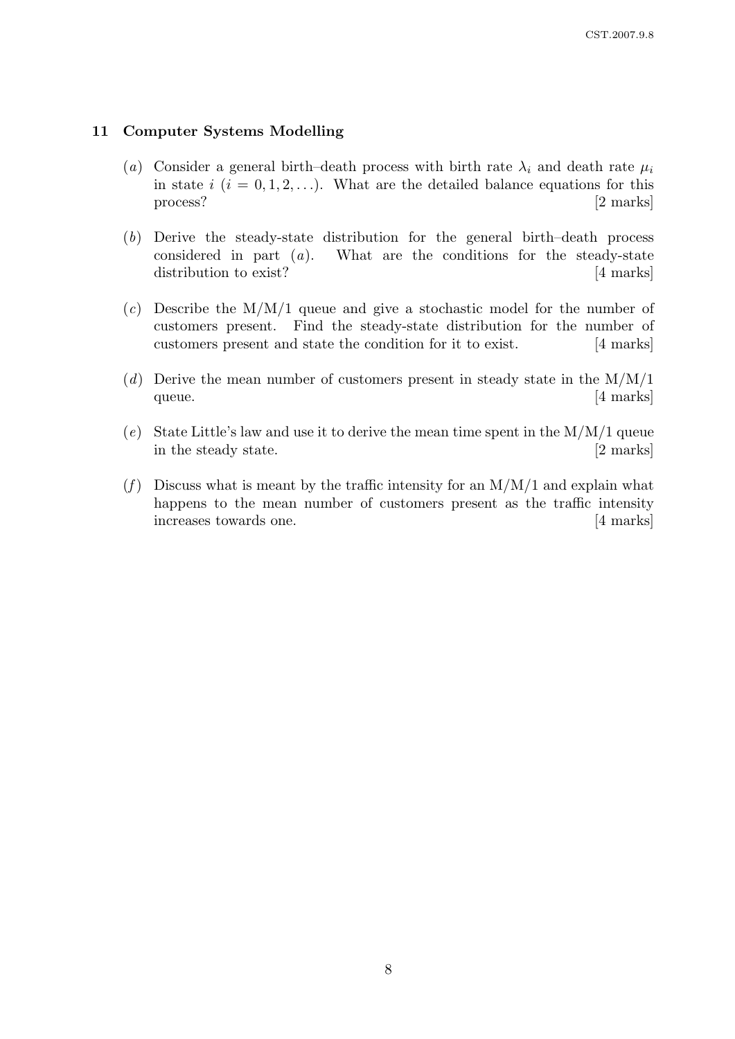## 11 Computer Systems Modelling

(*a*) Consider a general birth–death process with birth rate $\lambda_i$ and death rate $\mu_i$ in state $i$ ($i = 0, 1, 2, \ldots$). What are the detailed balance equations for this process? [2 marks]

(*b*) Derive the steady-state distribution for the general birth–death process considered in part (*a*). What are the conditions for the steady-state distribution to exist? [4 marks]

(*c*) Describe the M/M/1 queue and give a stochastic model for the number of customers present. Find the steady-state distribution for the number of customers present and state the condition for it to exist. [4 marks]

(*d*) Derive the mean number of customers present in steady state in the M/M/1 queue. [4 marks]

(*e*) State Little's law and use it to derive the mean time spent in the M/M/1 queue in the steady state. [2 marks]

(*f*) Discuss what is meant by the traffic intensity for an M/M/1 and explain what happens to the mean number of customers present as the traffic intensity increases towards one. [4 marks]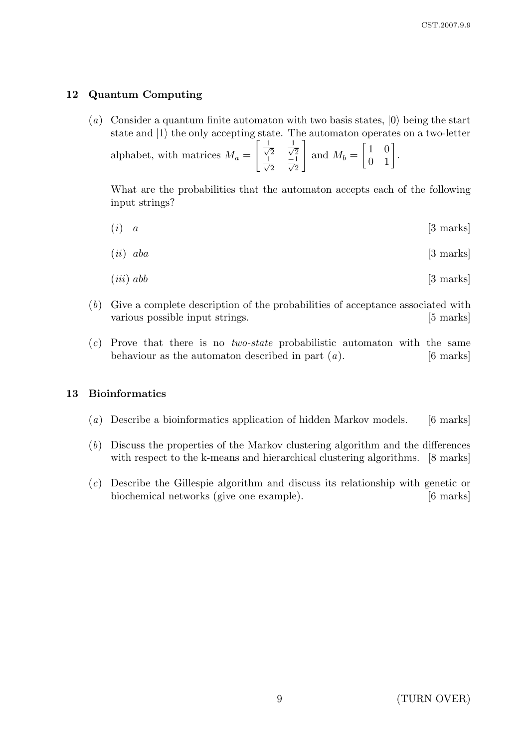## 12 Quantum Computing

(*a*) Consider a quantum finite automaton with two basis states, $|0\rangle$ being the start state and $|1\rangle$ the only accepting state. The automaton operates on a two-letter alphabet, with matrices $M_a = \begin{bmatrix} \frac{1}{\sqrt{2}} & \frac{1}{\sqrt{2}} \\ \frac{1}{\sqrt{2}} & \frac{-1}{\sqrt{2}} \end{bmatrix}$ and $M_b = \begin{bmatrix} 1 & 0 \\ 0 & 1 \end{bmatrix}$.

What are the probabilities that the automaton accepts each of the following input strings?

(*i*) *a* [3 marks]

(*ii*) *aba* [3 marks]

(*iii*) *abb* [3 marks]

(*b*) Give a complete description of the probabilities of acceptance associated with various possible input strings. [5 marks]

(*c*) Prove that there is no *two-state* probabilistic automaton with the same behaviour as the automaton described in part (*a*). [6 marks]

## 13 Bioinformatics

(*a*) Describe a bioinformatics application of hidden Markov models. [6 marks]

(*b*) Discuss the properties of the Markov clustering algorithm and the differences with respect to the k-means and hierarchical clustering algorithms. [8 marks]

(*c*) Describe the Gillespie algorithm and discuss its relationship with genetic or biochemical networks (give one example). [6 marks]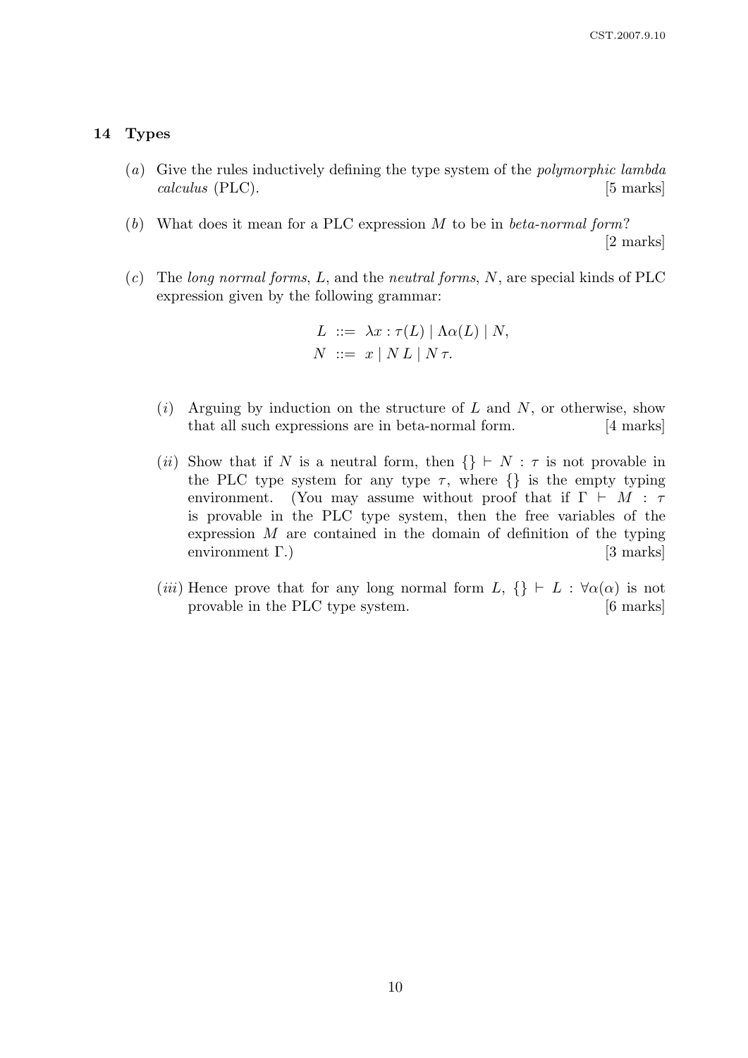## 14 Types

(*a*) Give the rules inductively defining the type system of the *polymorphic lambda calculus* (PLC). [5 marks]

(*b*) What does it mean for a PLC expression $M$ to be in *beta-normal form*? [2 marks]

(*c*) The *long normal forms*, $L$, and the *neutral forms*, $N$, are special kinds of PLC expression given by the following grammar:

$$L \ ::= \ \lambda x : \tau(L) \mid \Lambda\alpha(L) \mid N,$$
$$N \ ::= \ x \mid N\,L \mid N\,\tau.$$

(*i*) Arguing by induction on the structure of $L$ and $N$, or otherwise, show that all such expressions are in beta-normal form. [4 marks]

(*ii*) Show that if $N$ is a neutral form, then $\{\} \vdash N : \tau$ is not provable in the PLC type system for any type $\tau$, where $\{\}$ is the empty typing environment. (You may assume without proof that if $\Gamma \vdash M : \tau$ is provable in the PLC type system, then the free variables of the expression $M$ are contained in the domain of definition of the typing environment $\Gamma$.) [3 marks]

(*iii*) Hence prove that for any long normal form $L$, $\{\} \vdash L : \forall\alpha(\alpha)$ is not provable in the PLC type system. [6 marks]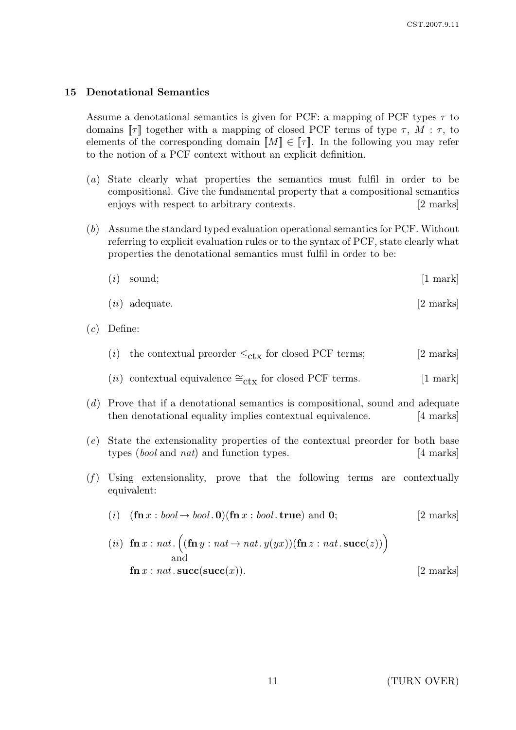## 15 Denotational Semantics

Assume a denotational semantics is given for PCF: a mapping of PCF types $\tau$ to domains $[\![\tau]\!]$ together with a mapping of closed PCF terms of type $\tau$, $M : \tau$, to elements of the corresponding domain $[\![M]\!] \in [\![\tau]\!]$. In the following you may refer to the notion of a PCF context without an explicit definition.

(*a*) State clearly what properties the semantics must fulfil in order to be compositional. Give the fundamental property that a compositional semantics enjoys with respect to arbitrary contexts. [2 marks]

(*b*) Assume the standard typed evaluation operational semantics for PCF. Without referring to explicit evaluation rules or to the syntax of PCF, state clearly what properties the denotational semantics must fulfil in order to be:

(*i*) sound; [1 mark]

(*ii*) adequate. [2 marks]

(*c*) Define:

(*i*) the contextual preorder $\leq_{\text{ctx}}$ for closed PCF terms; [2 marks]

(*ii*) contextual equivalence $\cong_{\text{ctx}}$ for closed PCF terms. [1 mark]

(*d*) Prove that if a denotational semantics is compositional, sound and adequate then denotational equality implies contextual equivalence. [4 marks]

(*e*) State the extensionality properties of the contextual preorder for both base types (*bool* and *nat*) and function types. [4 marks]

(*f*) Using extensionality, prove that the following terms are contextually equivalent:

(*i*) $(\mathbf{fn}\, x : bool \to bool\,.\,\mathbf{0})(\mathbf{fn}\, x : bool\,.\,\mathbf{true})$ and $\mathbf{0}$; [2 marks]

(*ii*) $\mathbf{fn}\, x : nat\,.\,\Big((\mathbf{fn}\, y : nat \to nat\,.\,y(yx))(\mathbf{fn}\, z : nat\,.\,\mathbf{succ}(z))\Big)$
and
$\mathbf{fn}\, x : nat\,.\,\mathbf{succ}(\mathbf{succ}(x))$. [2 marks]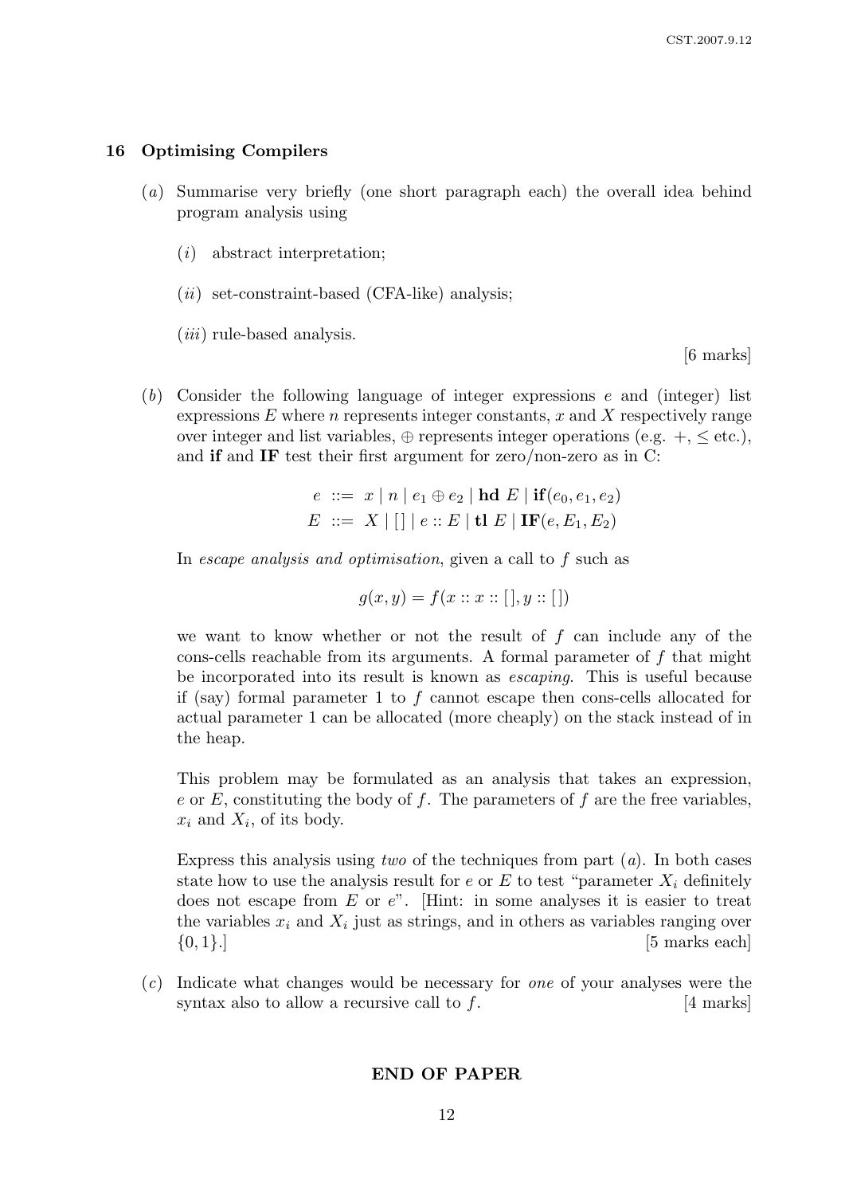## 16 Optimising Compilers

(*a*) Summarise very briefly (one short paragraph each) the overall idea behind program analysis using

(*i*) abstract interpretation;

(*ii*) set-constraint-based (CFA-like) analysis;

(*iii*) rule-based analysis.

[6 marks]

(*b*) Consider the following language of integer expressions $e$ and (integer) list expressions $E$ where $n$ represents integer constants, $x$ and $X$ respectively range over integer and list variables, $\oplus$ represents integer operations (e.g. $+$, $\leq$ etc.), and **if** and **IF** test their first argument for zero/non-zero as in C:

$$e \ ::= \ x \mid n \mid e_1 \oplus e_2 \mid \mathbf{hd}\ E \mid \mathbf{if}(e_0, e_1, e_2)$$
$$E \ ::= \ X \mid [\,] \mid e :: E \mid \mathbf{tl}\ E \mid \mathbf{IF}(e, E_1, E_2)$$

In *escape analysis and optimisation*, given a call to $f$ such as

$$g(x, y) = f(x :: x :: [\,], y :: [\,])$$

we want to know whether or not the result of $f$ can include any of the cons-cells reachable from its arguments. A formal parameter of $f$ that might be incorporated into its result is known as *escaping*. This is useful because if (say) formal parameter 1 to $f$ cannot escape then cons-cells allocated for actual parameter 1 can be allocated (more cheaply) on the stack instead of in the heap.

This problem may be formulated as an analysis that takes an expression, $e$ or $E$, constituting the body of $f$. The parameters of $f$ are the free variables, $x_i$ and $X_i$, of its body.

Express this analysis using *two* of the techniques from part (*a*). In both cases state how to use the analysis result for $e$ or $E$ to test "parameter $X_i$ definitely does not escape from $E$ or $e$". [Hint: in some analyses it is easier to treat the variables $x_i$ and $X_i$ just as strings, and in others as variables ranging over $\{0, 1\}$.] [5 marks each]

(*c*) Indicate what changes would be necessary for *one* of your analyses were the syntax also to allow a recursive call to $f$. [4 marks]

**END OF PAPER**